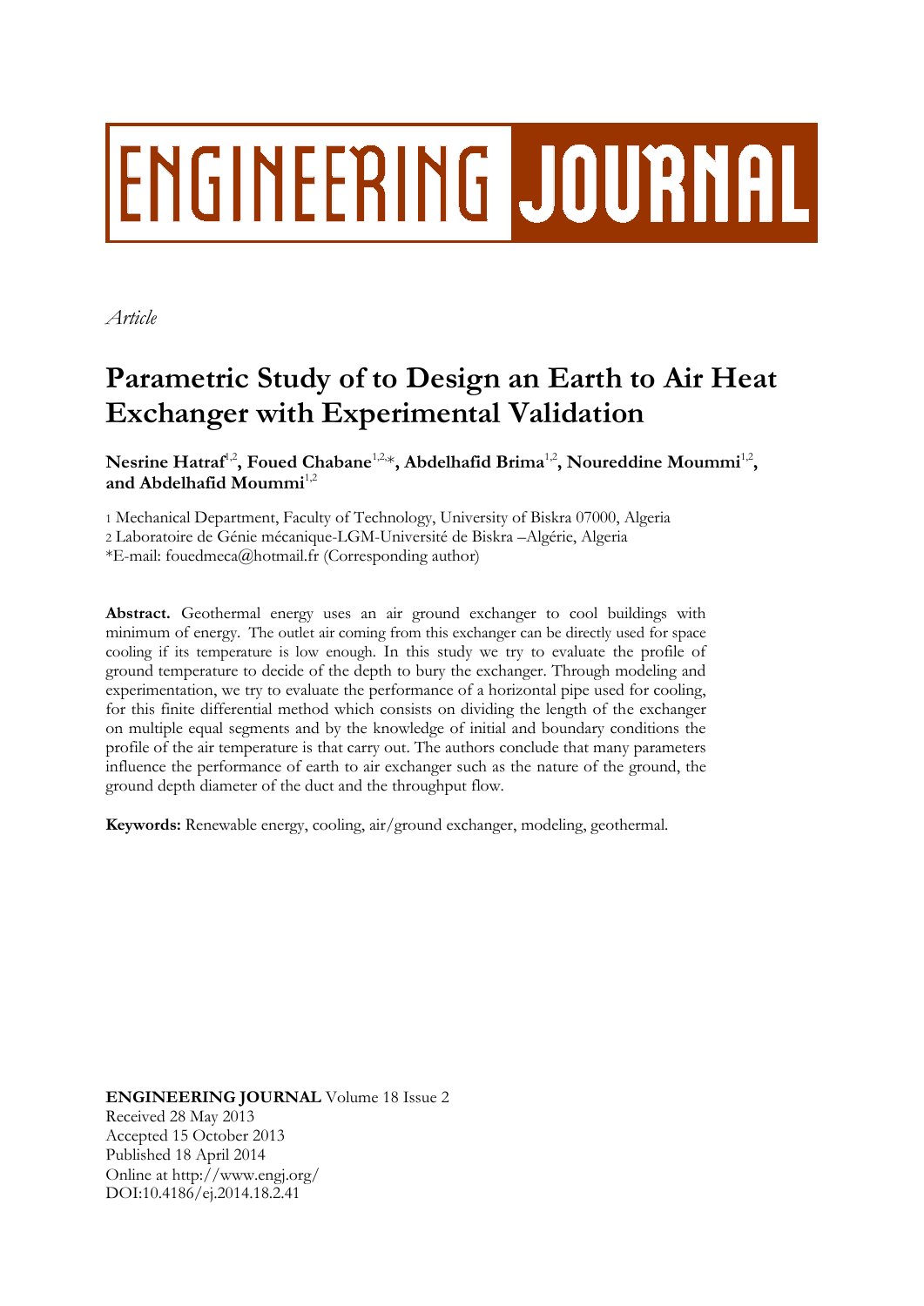# ENGINEERING JOURNAL

*Article*

# Parametric Study of to Design an Earth to Air Heat Exchanger with Experimental Validation

**Nesrine Hatraf**[1,2]**, Foued Chabane**[1,2,*]**, Abdelhafid Brima**[1,2]**, Noureddine Moummi**[1,2]**, and Abdelhafid Moummi**[1,2]

1 Mechanical Department, Faculty of Technology, University of Biskra 07000, Algeria

2 Laboratoire de Génie mécanique-LGM-Université de Biskra –Algérie, Algeria

*E-mail: fouedmeca@hotmail.fr (Corresponding author)

**Abstract.** Geothermal energy uses an air ground exchanger to cool buildings with minimum of energy. The outlet air coming from this exchanger can be directly used for space cooling if its temperature is low enough. In this study we try to evaluate the profile of ground temperature to decide of the depth to bury the exchanger. Through modeling and experimentation, we try to evaluate the performance of a horizontal pipe used for cooling, for this finite differential method which consists on dividing the length of the exchanger on multiple equal segments and by the knowledge of initial and boundary conditions the profile of the air temperature is that carry out. The authors conclude that many parameters influence the performance of earth to air exchanger such as the nature of the ground, the ground depth diameter of the duct and the throughput flow.

**Keywords:** Renewable energy, cooling, air/ground exchanger, modeling, geothermal.

**ENGINEERING JOURNAL** Volume 18 Issue 2
Received 28 May 2013
Accepted 15 October 2013
Published 18 April 2014
Online at http://www.engj.org/
DOI:10.4186/ej.2014.18.2.41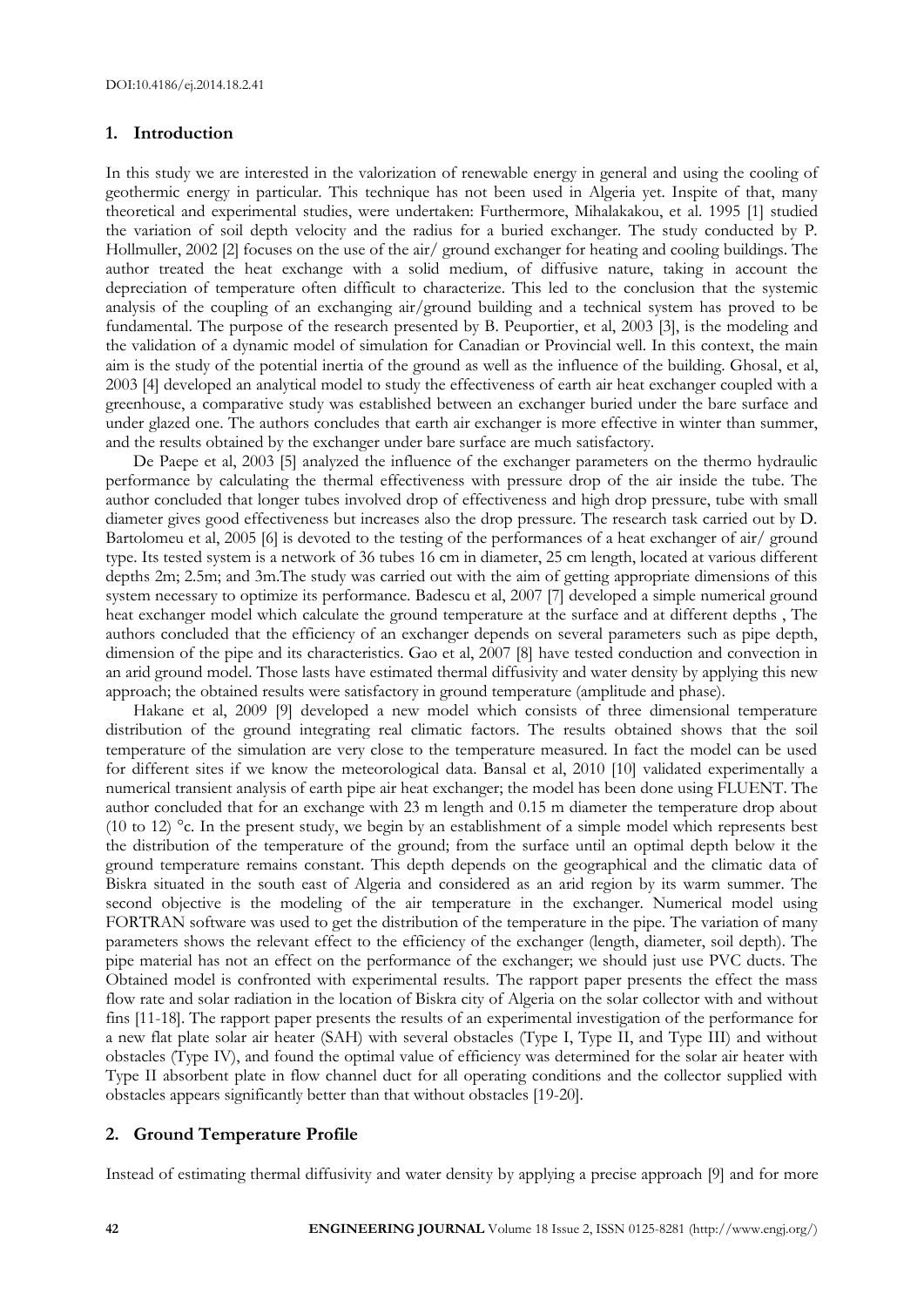## 1. Introduction

In this study we are interested in the valorization of renewable energy in general and using the cooling of geothermic energy in particular. This technique has not been used in Algeria yet. Inspite of that, many theoretical and experimental studies, were undertaken: Furthermore, Mihalakakou, et al. 1995 [1] studied the variation of soil depth velocity and the radius for a buried exchanger. The study conducted by P. Hollmuller, 2002 [2] focuses on the use of the air/ ground exchanger for heating and cooling buildings. The author treated the heat exchange with a solid medium, of diffusive nature, taking in account the depreciation of temperature often difficult to characterize. This led to the conclusion that the systemic analysis of the coupling of an exchanging air/ground building and a technical system has proved to be fundamental. The purpose of the research presented by B. Peuportier, et al, 2003 [3], is the modeling and the validation of a dynamic model of simulation for Canadian or Provincial well. In this context, the main aim is the study of the potential inertia of the ground as well as the influence of the building. Ghosal, et al, 2003 [4] developed an analytical model to study the effectiveness of earth air heat exchanger coupled with a greenhouse, a comparative study was established between an exchanger buried under the bare surface and under glazed one. The authors concludes that earth air exchanger is more effective in winter than summer, and the results obtained by the exchanger under bare surface are much satisfactory.

De Paepe et al, 2003 [5] analyzed the influence of the exchanger parameters on the thermo hydraulic performance by calculating the thermal effectiveness with pressure drop of the air inside the tube. The author concluded that longer tubes involved drop of effectiveness and high drop pressure, tube with small diameter gives good effectiveness but increases also the drop pressure. The research task carried out by D. Bartolomeu et al, 2005 [6] is devoted to the testing of the performances of a heat exchanger of air/ ground type. Its tested system is a network of 36 tubes 16 cm in diameter, 25 cm length, located at various different depths 2m; 2.5m; and 3m.The study was carried out with the aim of getting appropriate dimensions of this system necessary to optimize its performance. Badescu et al, 2007 [7] developed a simple numerical ground heat exchanger model which calculate the ground temperature at the surface and at different depths , The authors concluded that the efficiency of an exchanger depends on several parameters such as pipe depth, dimension of the pipe and its characteristics. Gao et al, 2007 [8] have tested conduction and convection in an arid ground model. Those lasts have estimated thermal diffusivity and water density by applying this new approach; the obtained results were satisfactory in ground temperature (amplitude and phase).

Hakane et al, 2009 [9] developed a new model which consists of three dimensional temperature distribution of the ground integrating real climatic factors. The results obtained shows that the soil temperature of the simulation are very close to the temperature measured. In fact the model can be used for different sites if we know the meteorological data. Bansal et al, 2010 [10] validated experimentally a numerical transient analysis of earth pipe air heat exchanger; the model has been done using FLUENT. The author concluded that for an exchange with 23 m length and 0.15 m diameter the temperature drop about (10 to 12) °c. In the present study, we begin by an establishment of a simple model which represents best the distribution of the temperature of the ground; from the surface until an optimal depth below it the ground temperature remains constant. This depth depends on the geographical and the climatic data of Biskra situated in the south east of Algeria and considered as an arid region by its warm summer. The second objective is the modeling of the air temperature in the exchanger. Numerical model using FORTRAN software was used to get the distribution of the temperature in the pipe. The variation of many parameters shows the relevant effect to the efficiency of the exchanger (length, diameter, soil depth). The pipe material has not an effect on the performance of the exchanger; we should just use PVC ducts. The Obtained model is confronted with experimental results. The rapport paper presents the effect the mass flow rate and solar radiation in the location of Biskra city of Algeria on the solar collector with and without fins [11-18]. The rapport paper presents the results of an experimental investigation of the performance for a new flat plate solar air heater (SAH) with several obstacles (Type I, Type II, and Type III) and without obstacles (Type IV), and found the optimal value of efficiency was determined for the solar air heater with Type II absorbent plate in flow channel duct for all operating conditions and the collector supplied with obstacles appears significantly better than that without obstacles [19-20].

## 2. Ground Temperature Profile

Instead of estimating thermal diffusivity and water density by applying a precise approach [9] and for more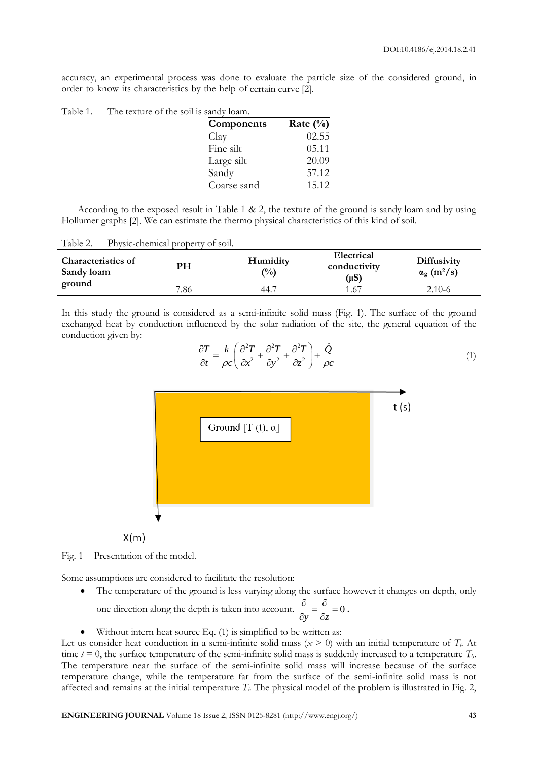accuracy, an experimental process was done to evaluate the particle size of the considered ground, in order to know its characteristics by the help of certain curve [2].

Table 1. The texture of the soil is sandy loam.

| Components | Rate (%) |
|---|---|
| Clay | 02.55 |
| Fine silt | 05.11 |
| Large silt | 20.09 |
| Sandy | 57.12 |
| Coarse sand | 15.12 |

According to the exposed result in Table 1 & 2, the texture of the ground is sandy loam and by using Hollumer graphs [2]. We can estimate the thermo physical characteristics of this kind of soil.

Table 2. Physic-chemical property of soil.

| Characteristics of Sandy loam ground | PH | Humidity (%) | Electrical conductivity (μS) | Diffusivity $\alpha_g$ ($m^2$/s) |
|---|---|---|---|---|
| | 7.86 | 44.7 | 1.67 | 2.10-6 |

In this study the ground is considered as a semi-infinite solid mass (Fig. 1). The surface of the ground exchanged heat by conduction influenced by the solar radiation of the site, the general equation of the conduction given by:

$$\frac{\partial T}{\partial t} = \frac{k}{\rho c}\left(\frac{\partial^2 T}{\partial x^2} + \frac{\partial^2 T}{\partial y^2} + \frac{\partial^2 T}{\partial z^2}\right) + \frac{\dot{Q}}{\rho c} \tag{1}$$

Fig. 1 Presentation of the model.

Some assumptions are considered to facilitate the resolution:

- The temperature of the ground is less varying along the surface however it changes on depth, only one direction along the depth is taken into account. $\frac{\partial}{\partial y} = \frac{\partial}{\partial z} = 0$.
- Without intern heat source Eq. (1) is simplified to be written as:

Let us consider heat conduction in a semi-infinite solid mass ($x > 0$) with an initial temperature of $T_i$. At time $t = 0$, the surface temperature of the semi-infinite solid mass is suddenly increased to a temperature $T_0$. The temperature near the surface of the semi-infinite solid mass will increase because of the surface temperature change, while the temperature far from the surface of the semi-infinite solid mass is not affected and remains at the initial temperature $T_i$. The physical model of the problem is illustrated in Fig. 2,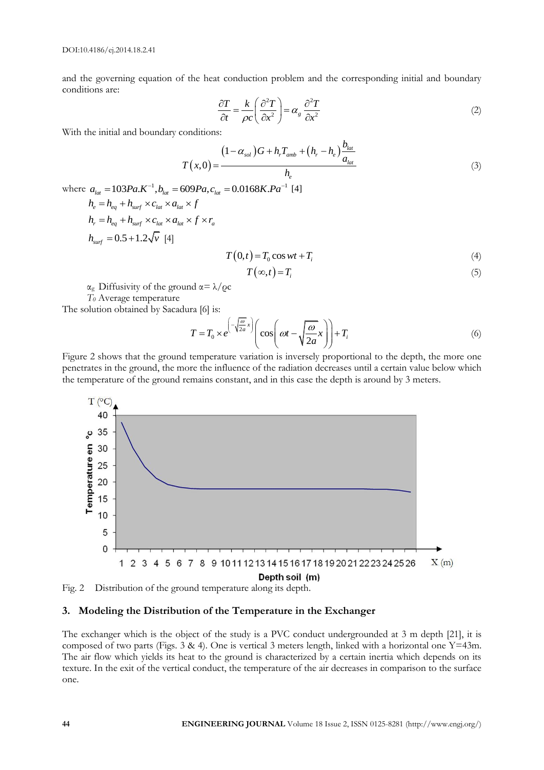and the governing equation of the heat conduction problem and the corresponding initial and boundary conditions are:

$$\frac{\partial T}{\partial t} = \frac{k}{\rho c}\left(\frac{\partial^2 T}{\partial x^2}\right) = \alpha_g \frac{\partial^2 T}{\partial x^2} \tag{2}$$

With the initial and boundary conditions:

$$T(x,0) = \frac{(1-\alpha_{sol})G + h_r T_{amb} + (h_r - h_e)\frac{b_{lat}}{a_{lat}}}{h_e} \tag{3}$$

where $a_{lat} = 103 Pa.K^{-1}, b_{lat} = 609 Pa, c_{lat} = 0.0168 K.Pa^{-1}$ [4]

$h_e = h_{eq} + h_{surf} \times c_{lat} \times a_{lat} \times f$

$h_r = h_{eq} + h_{surf} \times c_{lat} \times a_{lat} \times f \times r_a$

$h_{surf} = 0.5 + 1.2\sqrt{v}$ [4]

$$T(0,t) = T_0 \cos wt + T_i \tag{4}$$

$$T(\infty,t) = T_i \tag{5}$$

$\alpha_g$ Diffusivity of the ground $\alpha = \lambda/\varrho c$

$T_0$ Average temperature

The solution obtained by Sacadura [6] is:

$$T = T_0 \times e^{\left(-\sqrt{\frac{\omega}{2a}}x\right)}\left(\cos\left(\omega t - \sqrt{\frac{\omega}{2a}}x\right)\right) + T_i \tag{6}$$

Figure 2 shows that the ground temperature variation is inversely proportional to the depth, the more one penetrates in the ground, the more the influence of the radiation decreases until a certain value below which the temperature of the ground remains constant, and in this case the depth is around by 3 meters.

Fig. 2 Distribution of the ground temperature along its depth.

## 3. Modeling the Distribution of the Temperature in the Exchanger

The exchanger which is the object of the study is a PVC conduct undergrounded at 3 m depth [21], it is composed of two parts (Figs. 3 & 4). One is vertical 3 meters length, linked with a horizontal one Y=43m. The air flow which yields its heat to the ground is characterized by a certain inertia which depends on its texture. In the exit of the vertical conduct, the temperature of the air decreases in comparison to the surface one.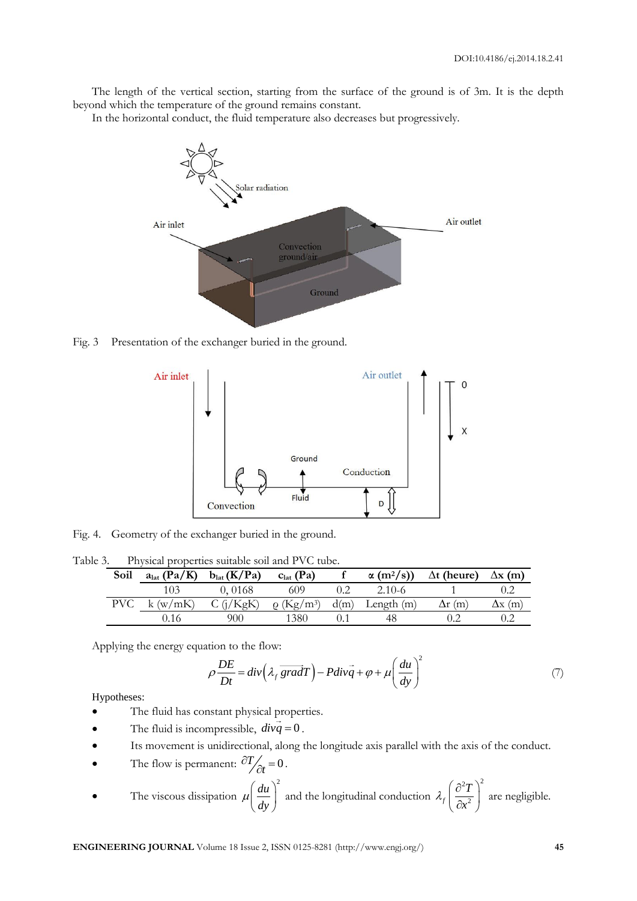The length of the vertical section, starting from the surface of the ground is of 3m. It is the depth beyond which the temperature of the ground remains constant.

In the horizontal conduct, the fluid temperature also decreases but progressively.

Fig. 3 Presentation of the exchanger buried in the ground.

Fig. 4. Geometry of the exchanger buried in the ground.

Table 3. Physical properties suitable soil and PVC tube.

| Soil | $a_{lat}$ (Pa/K) | $b_{lat}$ (K/Pa) | $c_{lat}$ (Pa) | f | α (m²/s)) | Δt (heure) | Δx (m) |
|---|---|---|---|---|---|---|---|
| | 103 | 0, 0168 | 609 | 0.2 | 2.10-6 | 1 | 0.2 |
| PVC | k (w/mK) | C (j/KgK) | ρ (Kg/m³) | d(m) | Length (m) | Δr (m) | Δx (m) |
| | 0.16 | 900 | 1380 | 0.1 | 48 | 0.2 | 0.2 |

Applying the energy equation to the flow:

$$\rho \frac{DE}{Dt} = div\left(\lambda_f \, grad\vec{T}\right) - P div\vec{q} + \varphi + \mu\left(\frac{du}{dy}\right)^2 \tag{7}$$

Hypotheses:

- The fluid has constant physical properties.
- The fluid is incompressible, $div\vec{q} = 0$.
- Its movement is unidirectional, along the longitude axis parallel with the axis of the conduct.
- The flow is permanent: $\partial T / \partial t = 0$.
- The viscous dissipation $\mu\left(\frac{du}{dy}\right)^2$ and the longitudinal conduction $\lambda_f\left(\frac{\partial^2 T}{\partial x^2}\right)^2$ are negligible.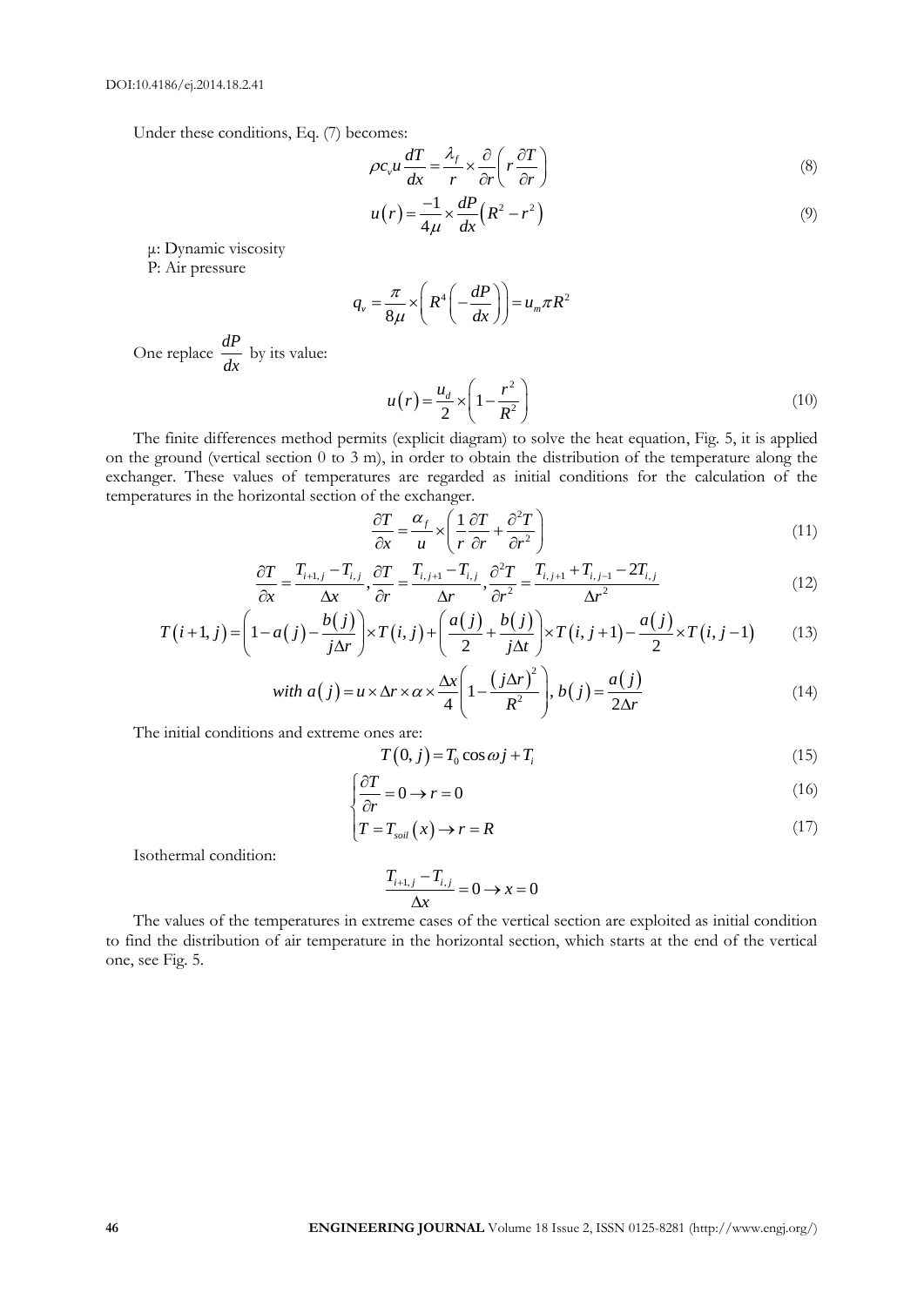Under these conditions, Eq. (7) becomes:

$$\rho c_v u \frac{dT}{dx} = \frac{\lambda_f}{r} \times \frac{\partial}{\partial r}\left(r \frac{\partial T}{\partial r}\right) \tag{8}$$

$$u(r) = \frac{-1}{4\mu} \times \frac{dP}{dx}\left(R^2 - r^2\right) \tag{9}$$

µ: Dynamic viscosity
P: Air pressure

$$q_v = \frac{\pi}{8\mu} \times \left(R^4\left(-\frac{dP}{dx}\right)\right) = u_m \pi R^2$$

One replace $\frac{dP}{dx}$ by its value:

$$u(r) = \frac{u_d}{2} \times \left(1 - \frac{r^2}{R^2}\right) \tag{10}$$

The finite differences method permits (explicit diagram) to solve the heat equation, Fig. 5, it is applied on the ground (vertical section 0 to 3 m), in order to obtain the distribution of the temperature along the exchanger. These values of temperatures are regarded as initial conditions for the calculation of the temperatures in the horizontal section of the exchanger.

$$\frac{\partial T}{\partial x} = \frac{\alpha_f}{u} \times \left(\frac{1}{r}\frac{\partial T}{\partial r} + \frac{\partial^2 T}{\partial r^2}\right) \tag{11}$$

$$\frac{\partial T}{\partial x} = \frac{T_{i+1,j} - T_{i,j}}{\Delta x}, \frac{\partial T}{\partial r} = \frac{T_{i,j+1} - T_{i,j}}{\Delta r}, \frac{\partial^2 T}{\partial r^2} = \frac{T_{i,j+1} + T_{i,j-1} - 2T_{i,j}}{\Delta r^2} \tag{12}$$

$$T(i+1,j) = \left(1 - a(j) - \frac{b(j)}{j\Delta r}\right) \times T(i,j) + \left(\frac{a(j)}{2} + \frac{b(j)}{j\Delta t}\right) \times T(i,j+1) - \frac{a(j)}{2} \times T(i,j-1) \tag{13}$$

$$\text{with } a(j) = u \times \Delta r \times \alpha \times \frac{\Delta x}{4}\left(1 - \frac{(j\Delta r)^2}{R^2}\right), b(j) = \frac{a(j)}{2\Delta r} \tag{14}$$

The initial conditions and extreme ones are:

$$T(0,j) = T_0 \cos \omega j + T_i \tag{15}$$

$$\frac{\partial T}{\partial r} = 0 \rightarrow r = 0 \tag{16}$$

$$T = T_{soil}(x) \rightarrow r = R \tag{17}$$

Isothermal condition:

$$\frac{T_{i+1,j} - T_{i,j}}{\Delta x} = 0 \rightarrow x = 0$$

The values of the temperatures in extreme cases of the vertical section are exploited as initial condition to find the distribution of air temperature in the horizontal section, which starts at the end of the vertical one, see Fig. 5.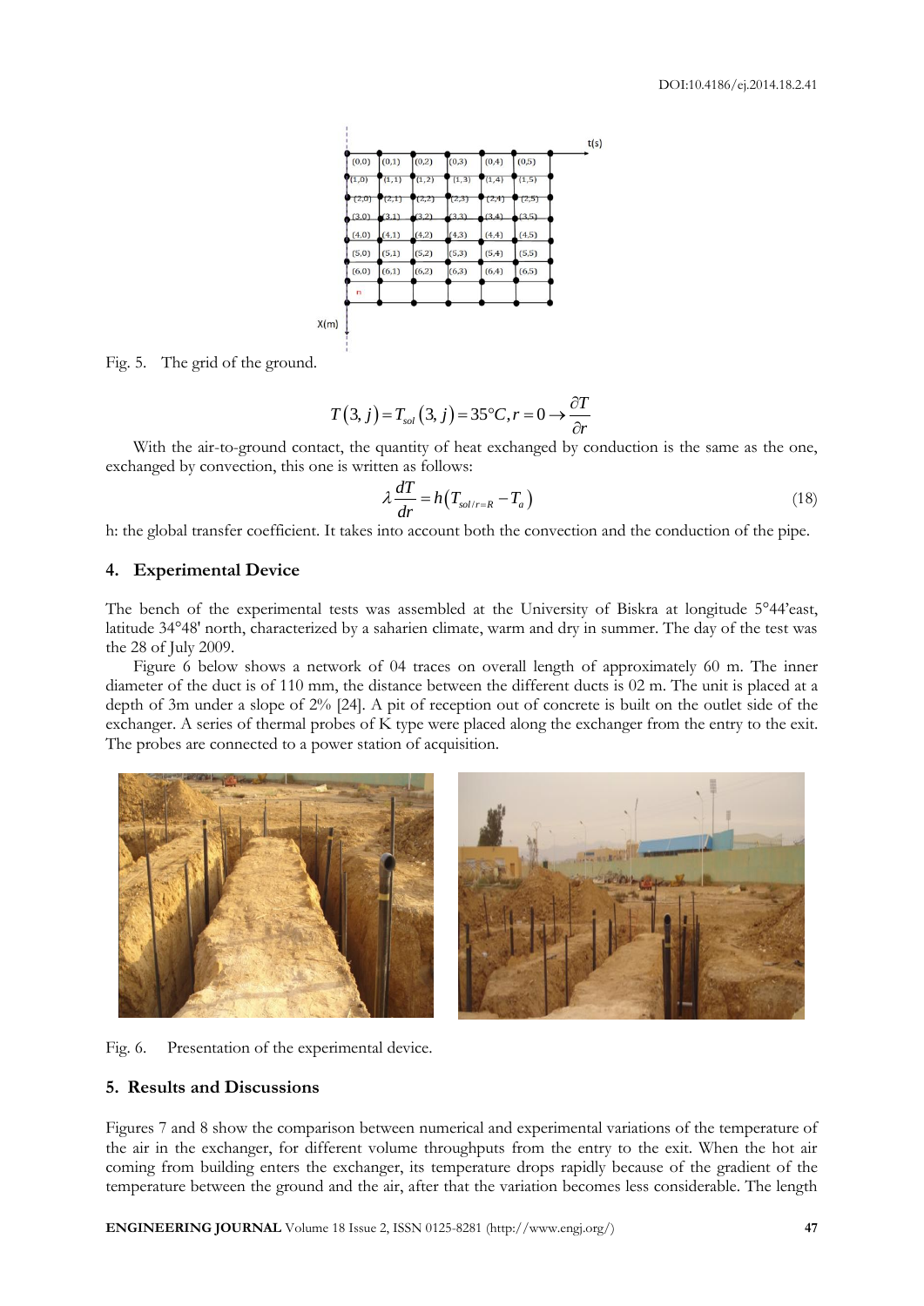Fig. 5. The grid of the ground.

$$T(3, j) = T_{sol}(3, j) = 35°C, r = 0 \rightarrow \frac{\partial T}{\partial r}$$

With the air-to-ground contact, the quantity of heat exchanged by conduction is the same as the one, exchanged by convection, this one is written as follows:

$$\lambda \frac{dT}{dr} = h\left(T_{sol/r=R} - T_a\right) \tag{18}$$

h: the global transfer coefficient. It takes into account both the convection and the conduction of the pipe.

## 4. Experimental Device

The bench of the experimental tests was assembled at the University of Biskra at longitude 5°44'east, latitude 34°48' north, characterized by a saharien climate, warm and dry in summer. The day of the test was the 28 of July 2009.

Figure 6 below shows a network of 04 traces on overall length of approximately 60 m. The inner diameter of the duct is of 110 mm, the distance between the different ducts is 02 m. The unit is placed at a depth of 3m under a slope of 2% [24]. A pit of reception out of concrete is built on the outlet side of the exchanger. A series of thermal probes of K type were placed along the exchanger from the entry to the exit. The probes are connected to a power station of acquisition.

Fig. 6. Presentation of the experimental device.

## 5. Results and Discussions

Figures 7 and 8 show the comparison between numerical and experimental variations of the temperature of the air in the exchanger, for different volume throughputs from the entry to the exit. When the hot air coming from building enters the exchanger, its temperature drops rapidly because of the gradient of the temperature between the ground and the air, after that the variation becomes less considerable. The length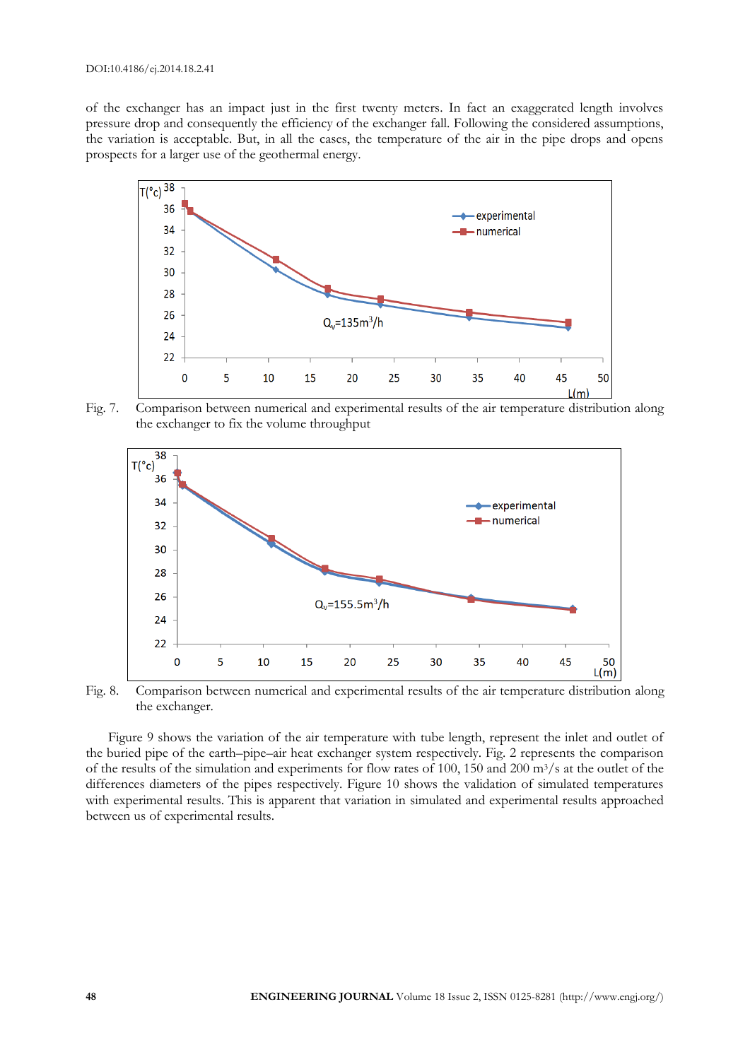of the exchanger has an impact just in the first twenty meters. In fact an exaggerated length involves pressure drop and consequently the efficiency of the exchanger fall. Following the considered assumptions, the variation is acceptable. But, in all the cases, the temperature of the air in the pipe drops and opens prospects for a larger use of the geothermal energy.

Fig. 7. Comparison between numerical and experimental results of the air temperature distribution along the exchanger to fix the volume throughput

Fig. 8. Comparison between numerical and experimental results of the air temperature distribution along the exchanger.

Figure 9 shows the variation of the air temperature with tube length, represent the inlet and outlet of the buried pipe of the earth–pipe–air heat exchanger system respectively. Fig. 2 represents the comparison of the results of the simulation and experiments for flow rates of 100, 150 and 200 $m^3/s$ at the outlet of the differences diameters of the pipes respectively. Figure 10 shows the validation of simulated temperatures with experimental results. This is apparent that variation in simulated and experimental results approached between us of experimental results.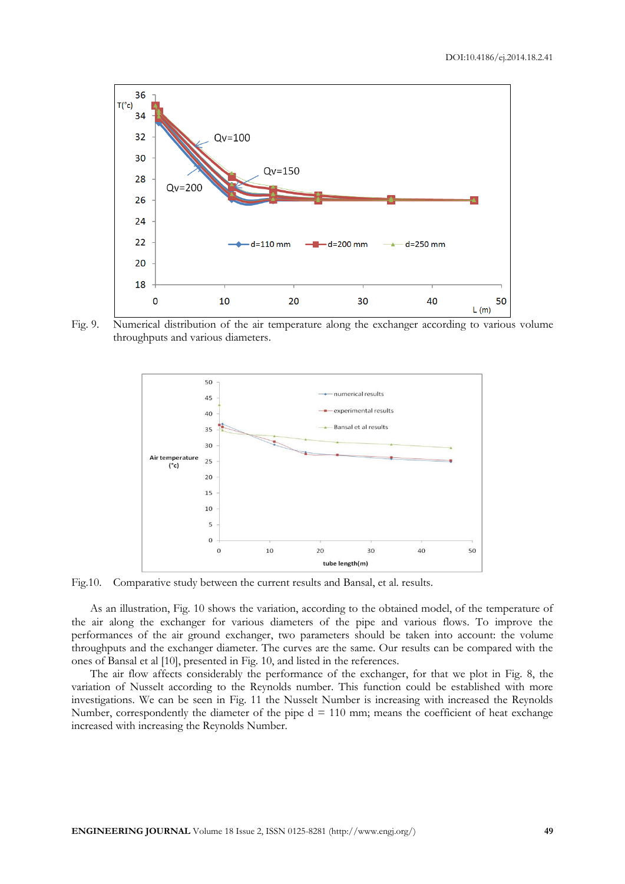Fig. 9. Numerical distribution of the air temperature along the exchanger according to various volume throughputs and various diameters.

Fig.10. Comparative study between the current results and Bansal, et al. results.

As an illustration, Fig. 10 shows the variation, according to the obtained model, of the temperature of the air along the exchanger for various diameters of the pipe and various flows. To improve the performances of the air ground exchanger, two parameters should be taken into account: the volume throughputs and the exchanger diameter. The curves are the same. Our results can be compared with the ones of Bansal et al [10], presented in Fig. 10, and listed in the references.

The air flow affects considerably the performance of the exchanger, for that we plot in Fig. 8, the variation of Nusselt according to the Reynolds number. This function could be established with more investigations. We can be seen in Fig. 11 the Nusselt Number is increasing with increased the Reynolds Number, correspondently the diameter of the pipe d = 110 mm; means the coefficient of heat exchange increased with increasing the Reynolds Number.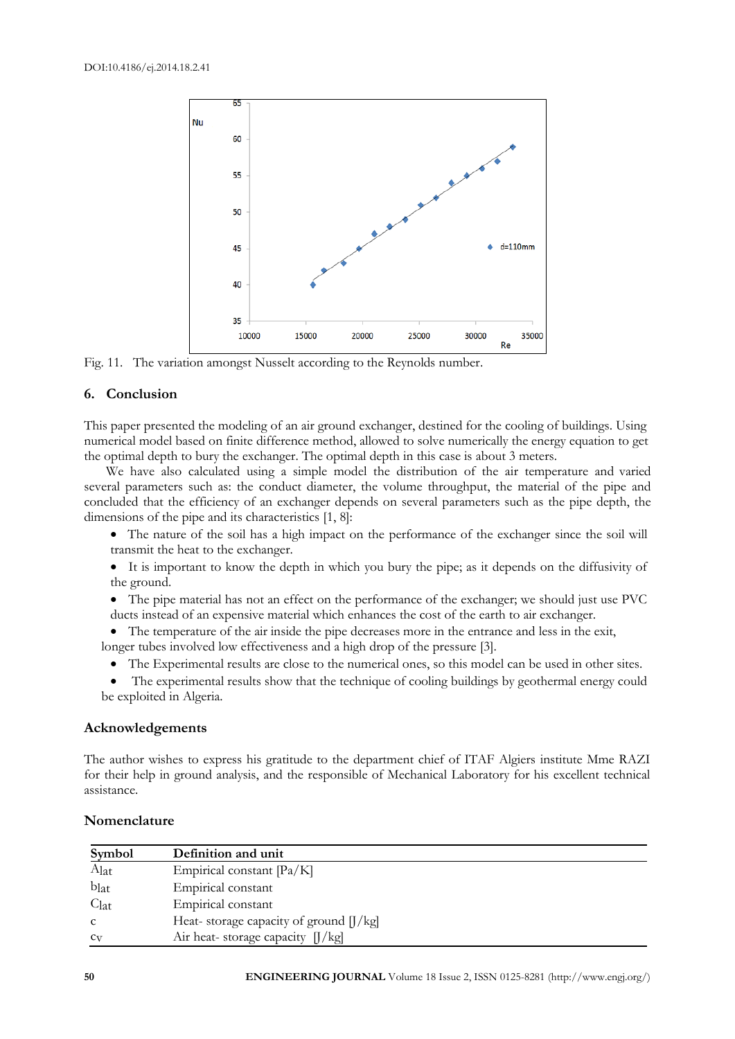Fig. 11. The variation amongst Nusselt according to the Reynolds number.

## 6. Conclusion

This paper presented the modeling of an air ground exchanger, destined for the cooling of buildings. Using numerical model based on finite difference method, allowed to solve numerically the energy equation to get the optimal depth to bury the exchanger. The optimal depth in this case is about 3 meters.

We have also calculated using a simple model the distribution of the air temperature and varied several parameters such as: the conduct diameter, the volume throughput, the material of the pipe and concluded that the efficiency of an exchanger depends on several parameters such as the pipe depth, the dimensions of the pipe and its characteristics [1, 8]:

- The nature of the soil has a high impact on the performance of the exchanger since the soil will transmit the heat to the exchanger.
- It is important to know the depth in which you bury the pipe; as it depends on the diffusivity of the ground.
- The pipe material has not an effect on the performance of the exchanger; we should just use PVC ducts instead of an expensive material which enhances the cost of the earth to air exchanger.
- The temperature of the air inside the pipe decreases more in the entrance and less in the exit, longer tubes involved low effectiveness and a high drop of the pressure [3].
- The Experimental results are close to the numerical ones, so this model can be used in other sites.
- The experimental results show that the technique of cooling buildings by geothermal energy could be exploited in Algeria.

## Acknowledgements

The author wishes to express his gratitude to the department chief of ITAF Algiers institute Mme RAZI for their help in ground analysis, and the responsible of Mechanical Laboratory for his excellent technical assistance.

## Nomenclature

| Symbol | Definition and unit |
|---|---|
| $A_{lat}$ | Empirical constant [Pa/K] |
| $b_{lat}$ | Empirical constant |
| $C_{lat}$ | Empirical constant |
| c | Heat- storage capacity of ground [J/kg] |
| $c_V$ | Air heat- storage capacity [J/kg] |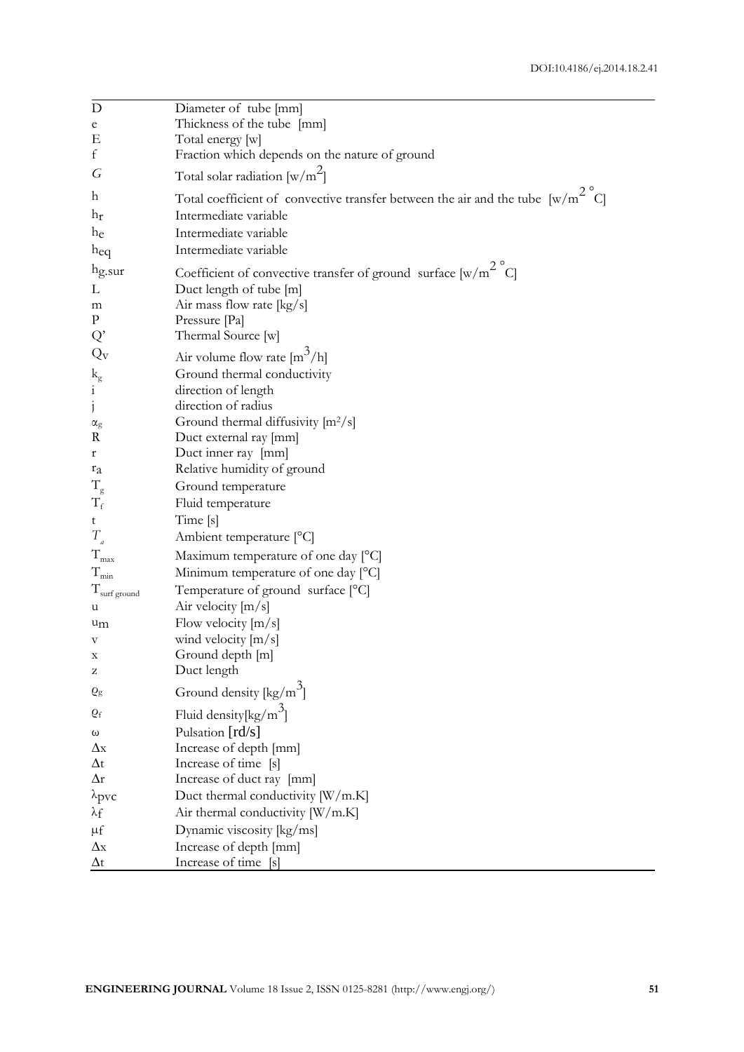| | |
|---|---|
| $D$ | Diameter of tube [mm] |
| $e$ | Thickness of the tube [mm] |
| $E$ | Total energy [w] |
| $f$ | Fraction which depends on the nature of ground |
| $G$ | Total solar radiation [$w/m^2$] |
| $h$ | Total coefficient of convective transfer between the air and the tube [$w/m^2\ ^\circ C$] |
| $h_r$ | Intermediate variable |
| $h_e$ | Intermediate variable |
| $h_{eq}$ | Intermediate variable |
| $h_{g.sur}$ | Coefficient of convective transfer of ground surface [$w/m^2\ ^\circ C$] |
| $L$ | Duct length of tube [m] |
| $m$ | Air mass flow rate [kg/s] |
| $P$ | Pressure [Pa] |
| $Q'$ | Thermal Source [w] |
| $Q_v$ | Air volume flow rate [$m^3/h$] |
| $k_g$ | Ground thermal conductivity |
| $i$ | direction of length |
| $j$ | direction of radius |
| $\alpha_g$ | Ground thermal diffusivity [$m^2/s$] |
| $R$ | Duct external ray [mm] |
| $r$ | Duct inner ray [mm] |
| $r_a$ | Relative humidity of ground |
| $T_g$ | Ground temperature |
| $T_f$ | Fluid temperature |
| $t$ | Time [s] |
| $T_a$ | Ambient temperature [°C] |
| $T_{max}$ | Maximum temperature of one day [°C] |
| $T_{min}$ | Minimum temperature of one day [°C] |
| $T_{surf\ ground}$ | Temperature of ground surface [°C] |
| $u$ | Air velocity [m/s] |
| $u_m$ | Flow velocity [m/s] |
| $v$ | wind velocity [m/s] |
| $x$ | Ground depth [m] |
| $z$ | Duct length |
| $\varrho_g$ | Ground density [$kg/m^3$] |
| $\varrho_f$ | Fluid density[$kg/m^3$] |
| $\omega$ | Pulsation [rd/s] |
| $\Delta x$ | Increase of depth [mm] |
| $\Delta t$ | Increase of time [s] |
| $\Delta r$ | Increase of duct ray [mm] |
| $\lambda_{pvc}$ | Duct thermal conductivity [W/m.K] |
| $\lambda_f$ | Air thermal conductivity [W/m.K] |
| $\mu f$ | Dynamic viscosity [kg/ms] |
| $\Delta x$ | Increase of depth [mm] |
| $\Delta t$ | Increase of time [s] |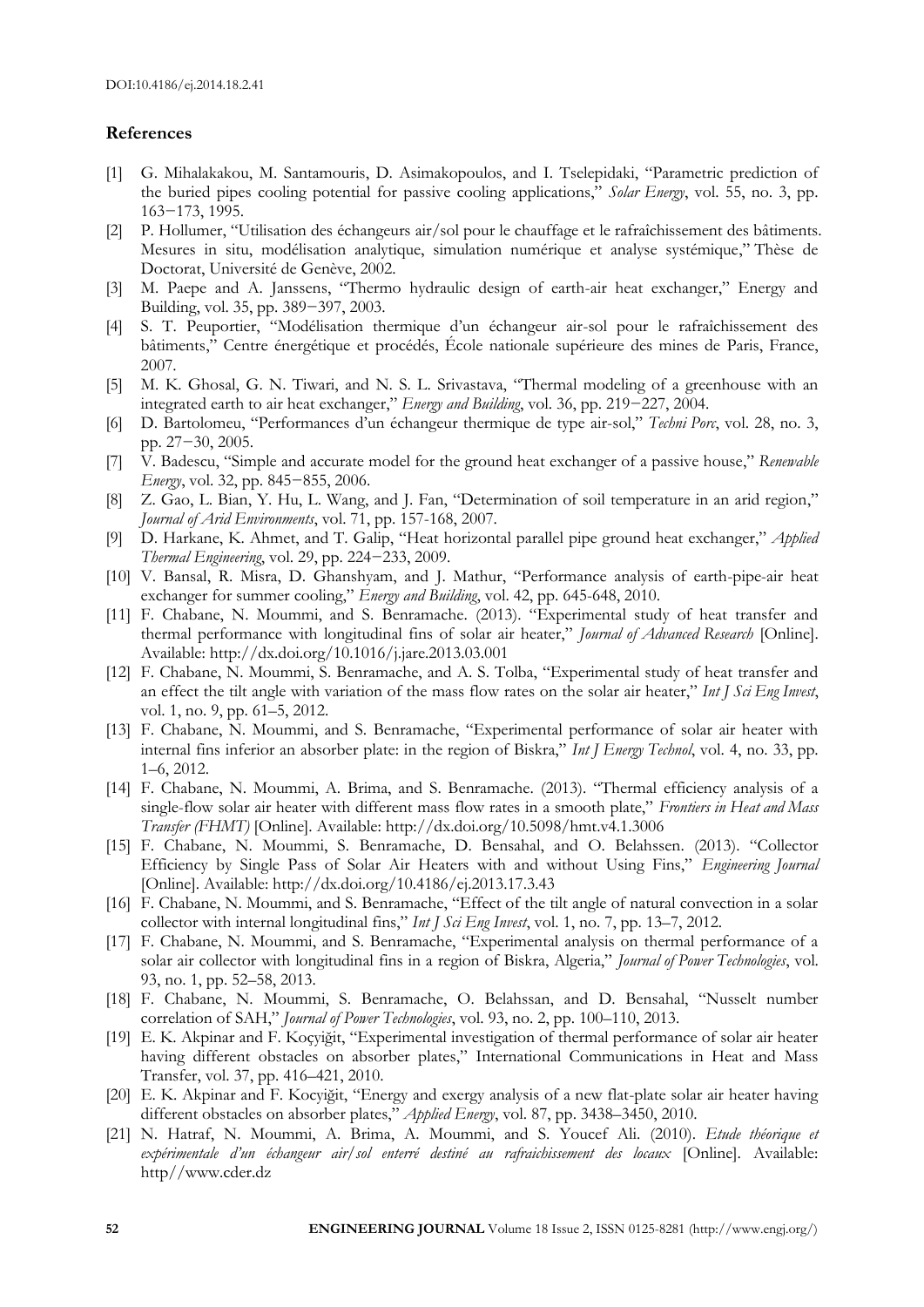## References

[1] G. Mihalakakou, M. Santamouris, D. Asimakopoulos, and I. Tselepidaki, "Parametric prediction of the buried pipes cooling potential for passive cooling applications," *Solar Energy*, vol. 55, no. 3, pp. 163−173, 1995.

[2] P. Hollumer, "Utilisation des échangeurs air/sol pour le chauffage et le rafraîchissement des bâtiments. Mesures in situ, modélisation analytique, simulation numérique et analyse systémique," Thèse de Doctorat, Université de Genève, 2002.

[3] M. Paepe and A. Janssens, "Thermo hydraulic design of earth-air heat exchanger," Energy and Building, vol. 35, pp. 389−397, 2003.

[4] S. T. Peuportier, "Modélisation thermique d'un échangeur air-sol pour le rafraîchissement des bâtiments," Centre énergétique et procédés, École nationale supérieure des mines de Paris, France, 2007.

[5] M. K. Ghosal, G. N. Tiwari, and N. S. L. Srivastava, "Thermal modeling of a greenhouse with an integrated earth to air heat exchanger," *Energy and Building*, vol. 36, pp. 219−227, 2004.

[6] D. Bartolomeu, "Performances d'un échangeur thermique de type air-sol," *Techni Porc*, vol. 28, no. 3, pp. 27−30, 2005.

[7] V. Badescu, "Simple and accurate model for the ground heat exchanger of a passive house," *Renewable Energy*, vol. 32, pp. 845−855, 2006.

[8] Z. Gao, L. Bian, Y. Hu, L. Wang, and J. Fan, "Determination of soil temperature in an arid region," *Journal of Arid Environments*, vol. 71, pp. 157-168, 2007.

[9] D. Harkane, K. Ahmet, and T. Galip, "Heat horizontal parallel pipe ground heat exchanger," *Applied Thermal Engineering*, vol. 29, pp. 224−233, 2009.

[10] V. Bansal, R. Misra, D. Ghanshyam, and J. Mathur, "Performance analysis of earth-pipe-air heat exchanger for summer cooling," *Energy and Building*, vol. 42, pp. 645-648, 2010.

[11] F. Chabane, N. Moummi, and S. Benramache. (2013). "Experimental study of heat transfer and thermal performance with longitudinal fins of solar air heater," *Journal of Advanced Research* [Online]. Available: http://dx.doi.org/10.1016/j.jare.2013.03.001

[12] F. Chabane, N. Moummi, S. Benramache, and A. S. Tolba, "Experimental study of heat transfer and an effect the tilt angle with variation of the mass flow rates on the solar air heater," *Int J Sci Eng Invest*, vol. 1, no. 9, pp. 61–5, 2012.

[13] F. Chabane, N. Moummi, and S. Benramache, "Experimental performance of solar air heater with internal fins inferior an absorber plate: in the region of Biskra," *Int J Energy Technol*, vol. 4, no. 33, pp. 1–6, 2012.

[14] F. Chabane, N. Moummi, A. Brima, and S. Benramache. (2013). "Thermal efficiency analysis of a single-flow solar air heater with different mass flow rates in a smooth plate," *Frontiers in Heat and Mass Transfer (FHMT)* [Online]. Available: http://dx.doi.org/10.5098/hmt.v4.1.3006

[15] F. Chabane, N. Moummi, S. Benramache, D. Bensahal, and O. Belahssen. (2013). "Collector Efficiency by Single Pass of Solar Air Heaters with and without Using Fins," *Engineering Journal* [Online]. Available: http://dx.doi.org/10.4186/ej.2013.17.3.43

[16] F. Chabane, N. Moummi, and S. Benramache, "Effect of the tilt angle of natural convection in a solar collector with internal longitudinal fins," *Int J Sci Eng Invest*, vol. 1, no. 7, pp. 13–7, 2012.

[17] F. Chabane, N. Moummi, and S. Benramache, "Experimental analysis on thermal performance of a solar air collector with longitudinal fins in a region of Biskra, Algeria," *Journal of Power Technologies*, vol. 93, no. 1, pp. 52–58, 2013.

[18] F. Chabane, N. Moummi, S. Benramache, O. Belahssan, and D. Bensahal, "Nusselt number correlation of SAH," *Journal of Power Technologies*, vol. 93, no. 2, pp. 100–110, 2013.

[19] E. K. Akpinar and F. Koçyiğit, "Experimental investigation of thermal performance of solar air heater having different obstacles on absorber plates," International Communications in Heat and Mass Transfer, vol. 37, pp. 416–421, 2010.

[20] E. K. Akpinar and F. Kocyiğit, "Energy and exergy analysis of a new flat-plate solar air heater having different obstacles on absorber plates," *Applied Energy*, vol. 87, pp. 3438–3450, 2010.

[21] N. Hatraf, N. Moummi, A. Brima, A. Moummi, and S. Youcef Ali. (2010). *Etude théorique et expérimentale d'un échangeur air/sol enterré destiné au rafraichissement des locaux* [Online]. Available: http//www.cder.dz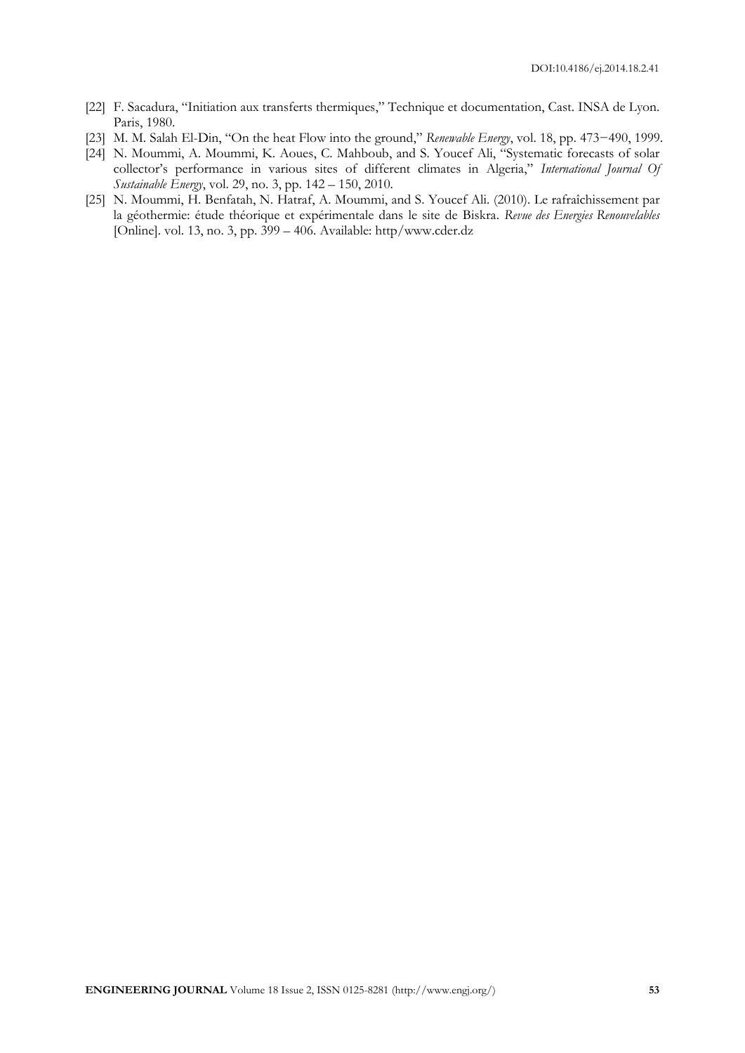[22] F. Sacadura, “Initiation aux transferts thermiques,” Technique et documentation, Cast. INSA de Lyon. Paris, 1980.

[23] M. M. Salah El-Din, “On the heat Flow into the ground,” *Renewable Energy*, vol. 18, pp. 473−490, 1999.

[24] N. Moummi, A. Moummi, K. Aoues, C. Mahboub, and S. Youcef Ali, “Systematic forecasts of solar collector’s performance in various sites of different climates in Algeria,” *International Journal Of Sustainable Energy*, vol. 29, no. 3, pp. 142 – 150, 2010.

[25] N. Moummi, H. Benfatah, N. Hatraf, A. Moummi, and S. Youcef Ali. (2010). Le rafraîchissement par la géothermie: étude théorique et expérimentale dans le site de Biskra. *Revue des Energies Renouvelables* [Online]. vol. 13, no. 3, pp. 399 – 406. Available: http/www.cder.dz